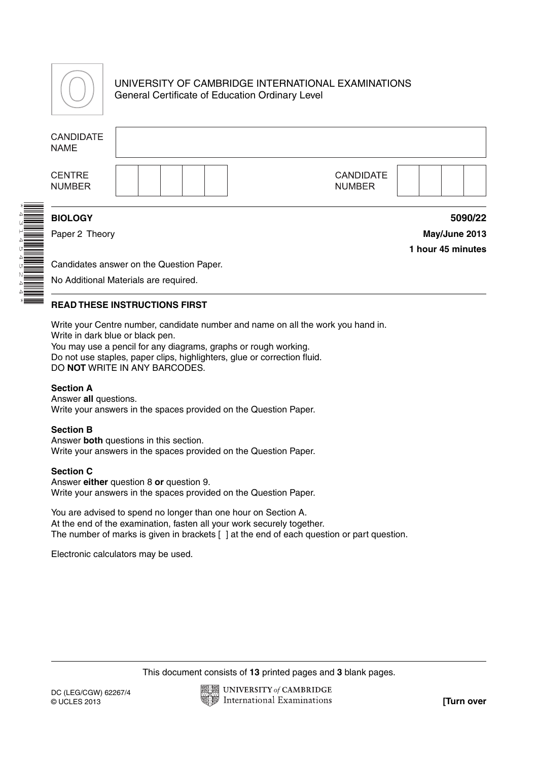UNIVERSITY OF CAMBRIDGE INTERNATIONAL EXAMINATIONS
General Certificate of Education Ordinary Level

| CANDIDATE NAME | |
|---|---|

| CENTRE NUMBER | | CANDIDATE NUMBER | |
|---|---|---|---|

**BIOLOGY** **5090/22**

Paper 2 Theory **May/June 2013**

**1 hour 45 minutes**

Candidates answer on the Question Paper.

No Additional Materials are required.

**READ THESE INSTRUCTIONS FIRST**

Write your Centre number, candidate number and name on all the work you hand in.
Write in dark blue or black pen.
You may use a pencil for any diagrams, graphs or rough working.
Do not use staples, paper clips, highlighters, glue or correction fluid.
DO **NOT** WRITE IN ANY BARCODES.

**Section A**
Answer **all** questions.
Write your answers in the spaces provided on the Question Paper.

**Section B**
Answer **both** questions in this section.
Write your answers in the spaces provided on the Question Paper.

**Section C**
Answer **either** question 8 **or** question 9.
Write your answers in the spaces provided on the Question Paper.

You are advised to spend no longer than one hour on Section A.
At the end of the examination, fasten all your work securely together.
The number of marks is given in brackets [ ] at the end of each question or part question.

Electronic calculators may be used.

This document consists of **13** printed pages and **3** blank pages.

DC (LEG/CGW) 62267/4
© UCLES 2013

**[Turn over**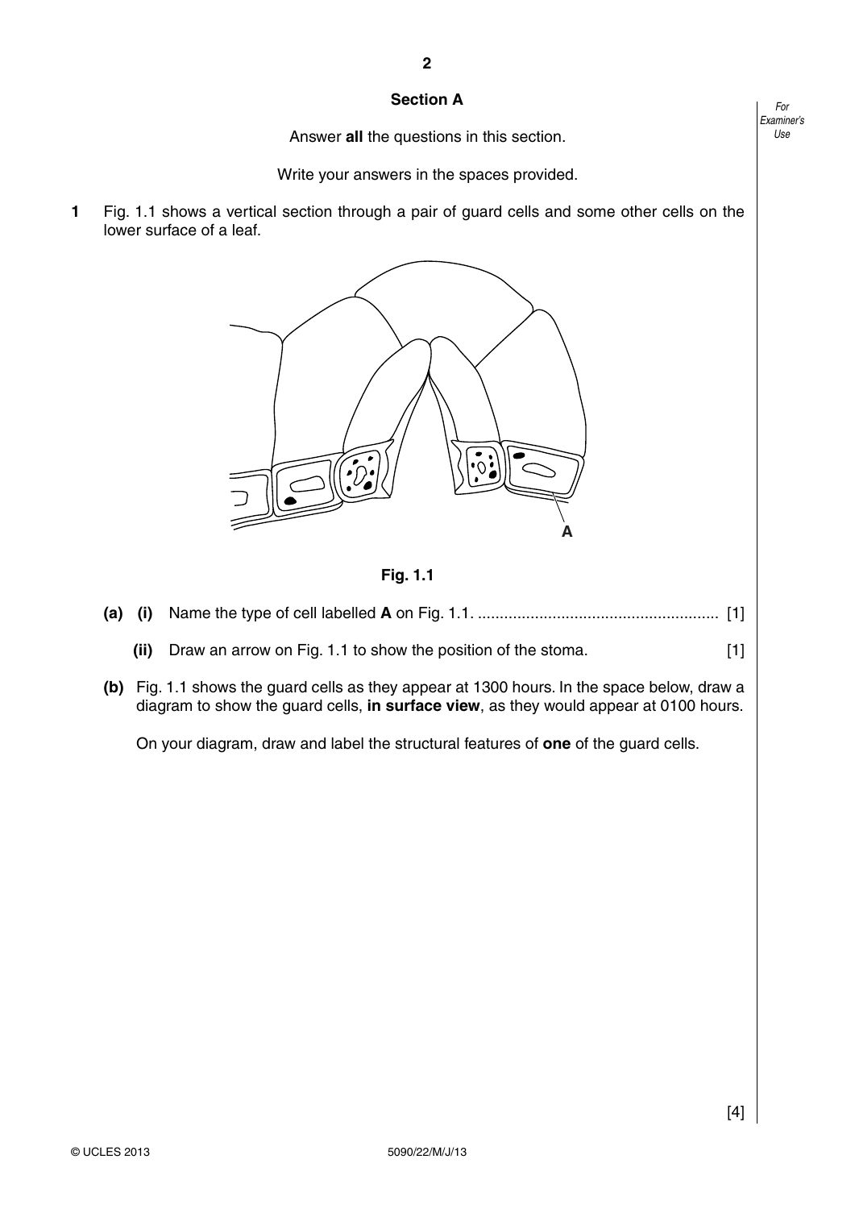## Section A

Answer **all** the questions in this section.

Write your answers in the spaces provided.

**1** Fig. 1.1 shows a vertical section through a pair of guard cells and some other cells on the lower surface of a leaf.

A

**Fig. 1.1**

**(a) (i)** Name the type of cell labelled **A** on Fig. 1.1. ...................................................... [1]

**(ii)** Draw an arrow on Fig. 1.1 to show the position of the stoma. [1]

**(b)** Fig. 1.1 shows the guard cells as they appear at 1300 hours. In the space below, draw a diagram to show the guard cells, **in surface view**, as they would appear at 0100 hours.

On your diagram, draw and label the structural features of **one** of the guard cells.

[4]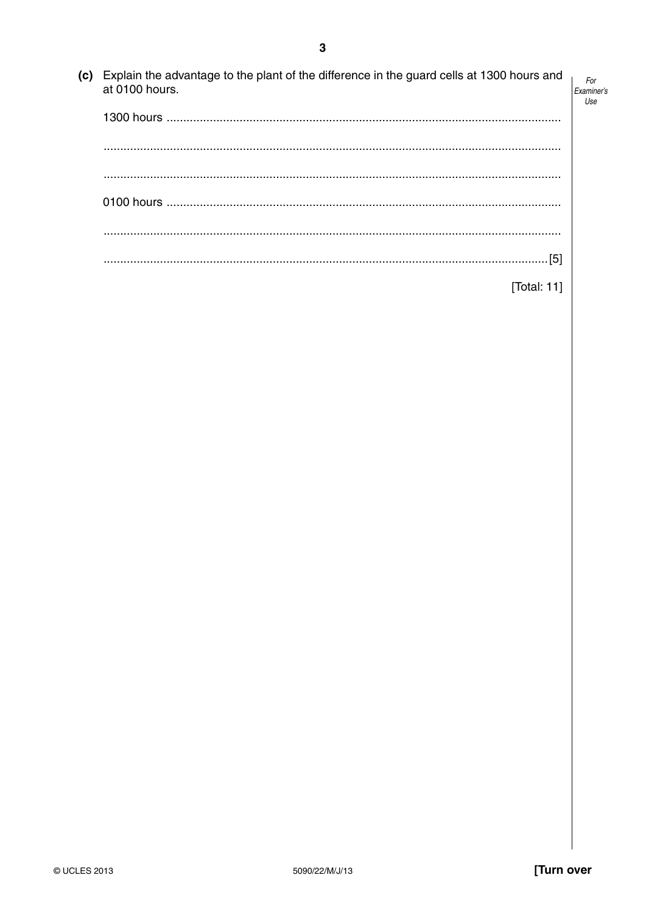(c) Explain the advantage to the plant of the difference in the guard cells at 1300 hours and at 0100 hours.

1300 hours ..........................................................................................................................

..........................................................................................................................

..........................................................................................................................

0100 hours ..........................................................................................................................

..........................................................................................................................

.......................................................................................................................... [5]

[Total: 11]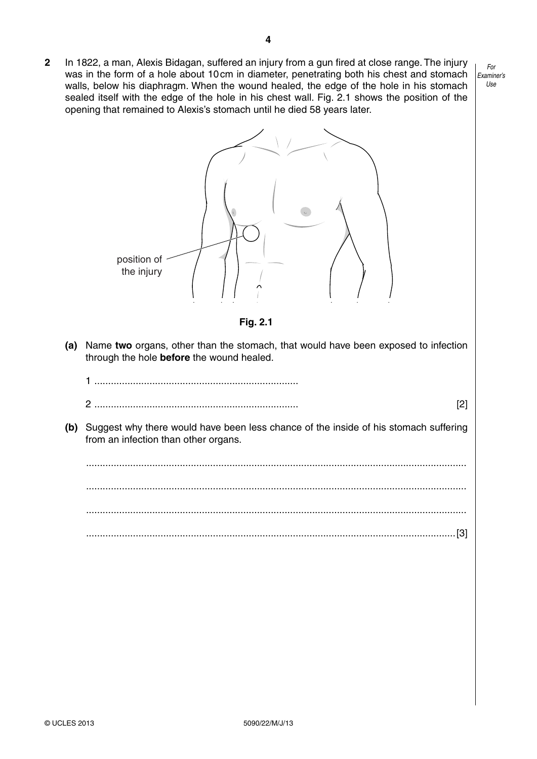**2** In 1822, a man, Alexis Bidagan, suffered an injury from a gun fired at close range. The injury was in the form of a hole about 10 cm in diameter, penetrating both his chest and stomach walls, below his diaphragm. When the wound healed, the edge of the hole in his stomach sealed itself with the edge of the hole in his chest wall. Fig. 2.1 shows the position of the opening that remained to Alexis's stomach until he died 58 years later.

position of the injury

**Fig. 2.1**

**(a)** Name **two** organs, other than the stomach, that would have been exposed to infection through the hole **before** the wound healed.

1 .........................................................................

2 ......................................................................... [2]

**(b)** Suggest why there would have been less chance of the inside of his stomach suffering from an infection than other organs.

..........................................................................................................................................

..........................................................................................................................................

..........................................................................................................................................

..........................................................................................................................................[3]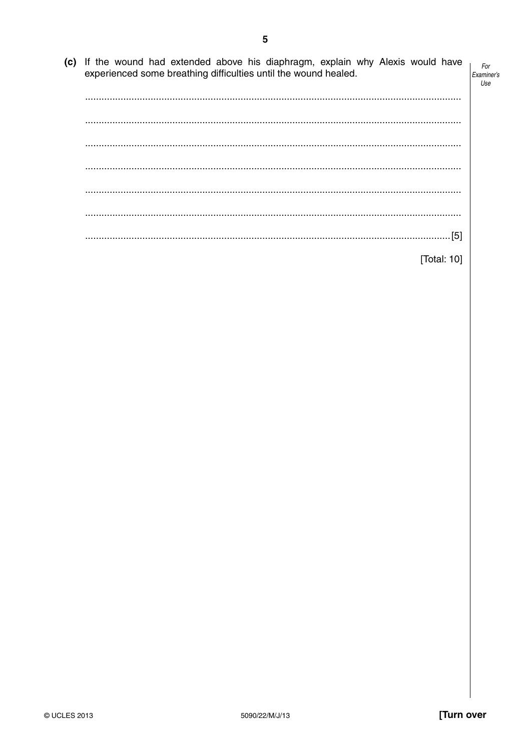**(c)** If the wound had extended above his diaphragm, explain why Alexis would have experienced some breathing difficulties until the wound healed.

..........................................................................................................................................

..........................................................................................................................................

..........................................................................................................................................

..........................................................................................................................................

..........................................................................................................................................

..........................................................................................................................................

.......................................................................................................................................[5]

[Total: 10]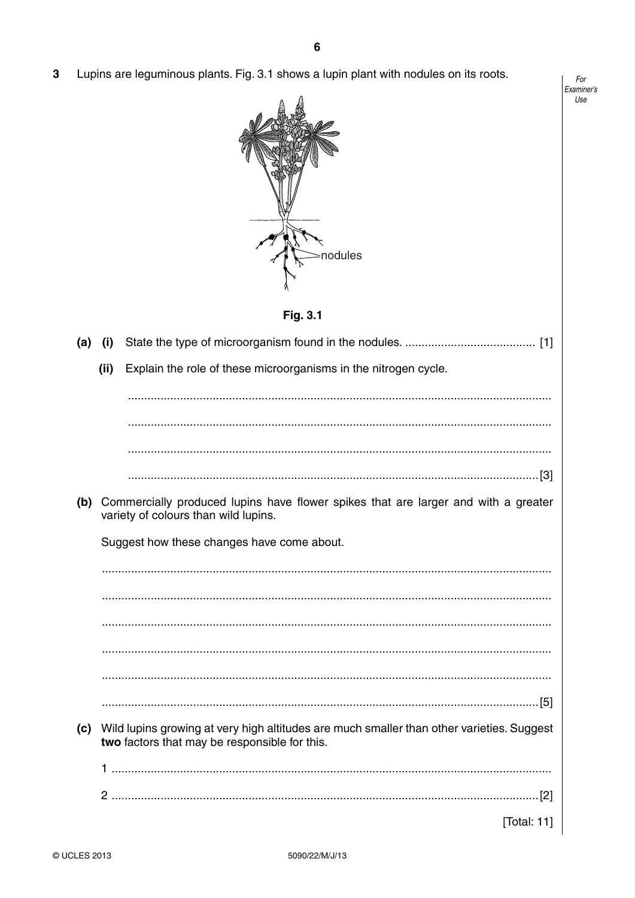**3** Lupins are leguminous plants. Fig. 3.1 shows a lupin plant with nodules on its roots.

nodules

**Fig. 3.1**

**(a) (i)** State the type of microorganism found in the nodules. ........................................ [1]

**(ii)** Explain the role of these microorganisms in the nitrogen cycle.

..........................................................................................................................

..........................................................................................................................

..........................................................................................................................

.......................................................................................................................[3]

**(b)** Commercially produced lupins have flower spikes that are larger and with a greater variety of colours than wild lupins.

Suggest how these changes have come about.

..........................................................................................................................

..........................................................................................................................

..........................................................................................................................

..........................................................................................................................

..........................................................................................................................

.......................................................................................................................[5]

**(c)** Wild lupins growing at very high altitudes are much smaller than other varieties. Suggest **two** factors that may be responsible for this.

1 ......................................................................................................................

2 ...................................................................................................................[2]

[Total: 11]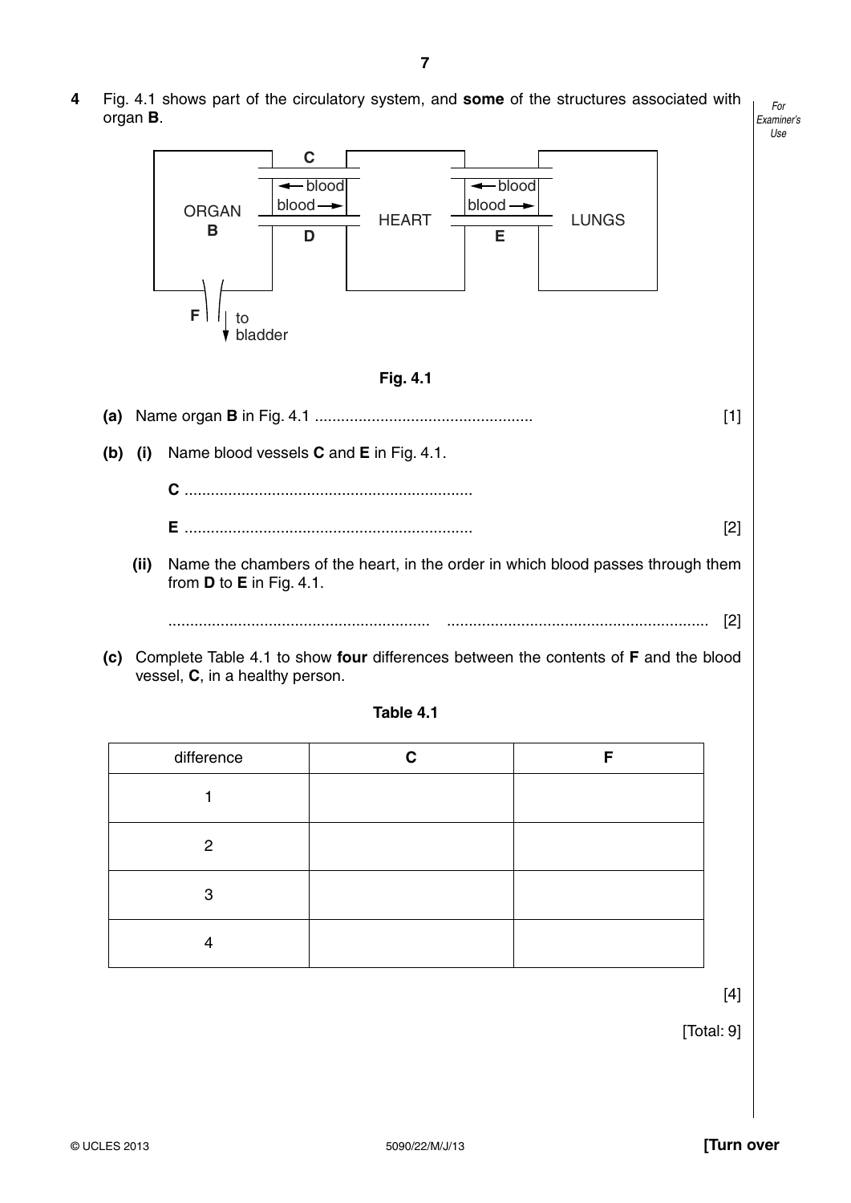**4** Fig. 4.1 shows part of the circulatory system, and **some** of the structures associated with organ **B**.

Fig. 4.1

**(a)** Name organ **B** in Fig. 4.1 .................................................. [1]

**(b) (i)** Name blood vessels **C** and **E** in Fig. 4.1.

**C** ..................................................................

**E** .................................................................. [2]

**(ii)** Name the chambers of the heart, in the order in which blood passes through them from **D** to **E** in Fig. 4.1.

............................................................ ............................................................ [2]

**(c)** Complete Table 4.1 to show **four** differences between the contents of **F** and the blood vessel, **C**, in a healthy person.

**Table 4.1**

| difference | C | F |
|---|---|---|
| 1 | | |
| 2 | | |
| 3 | | |
| 4 | | |

[4]

[Total: 9]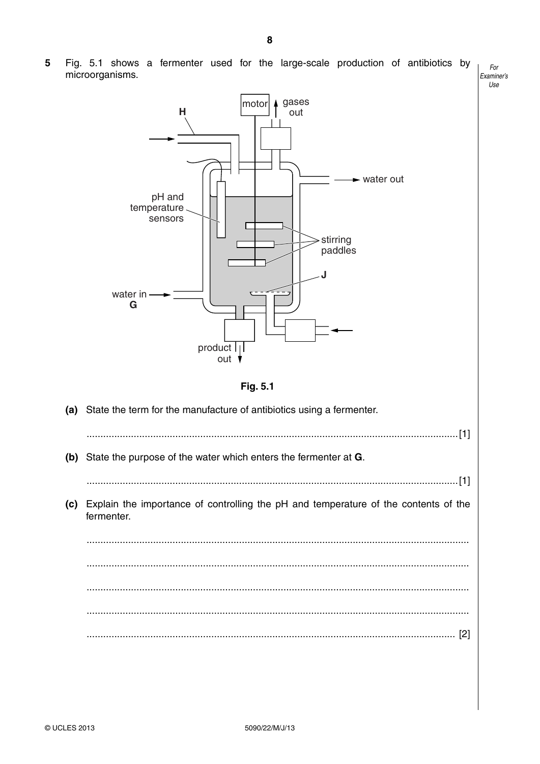**5** Fig. 5.1 shows a fermenter used for the large-scale production of antibiotics by microorganisms.

Fig. 5.1

**(a)** State the term for the manufacture of antibiotics using a fermenter.

.......................................................................................................................................[1]

**(b)** State the purpose of the water which enters the fermenter at **G**.

.......................................................................................................................................[1]

**(c)** Explain the importance of controlling the pH and temperature of the contents of the fermenter.

.......................................................................................................................................

.......................................................................................................................................

.......................................................................................................................................

.......................................................................................................................................

.......................................................................................................................................[2]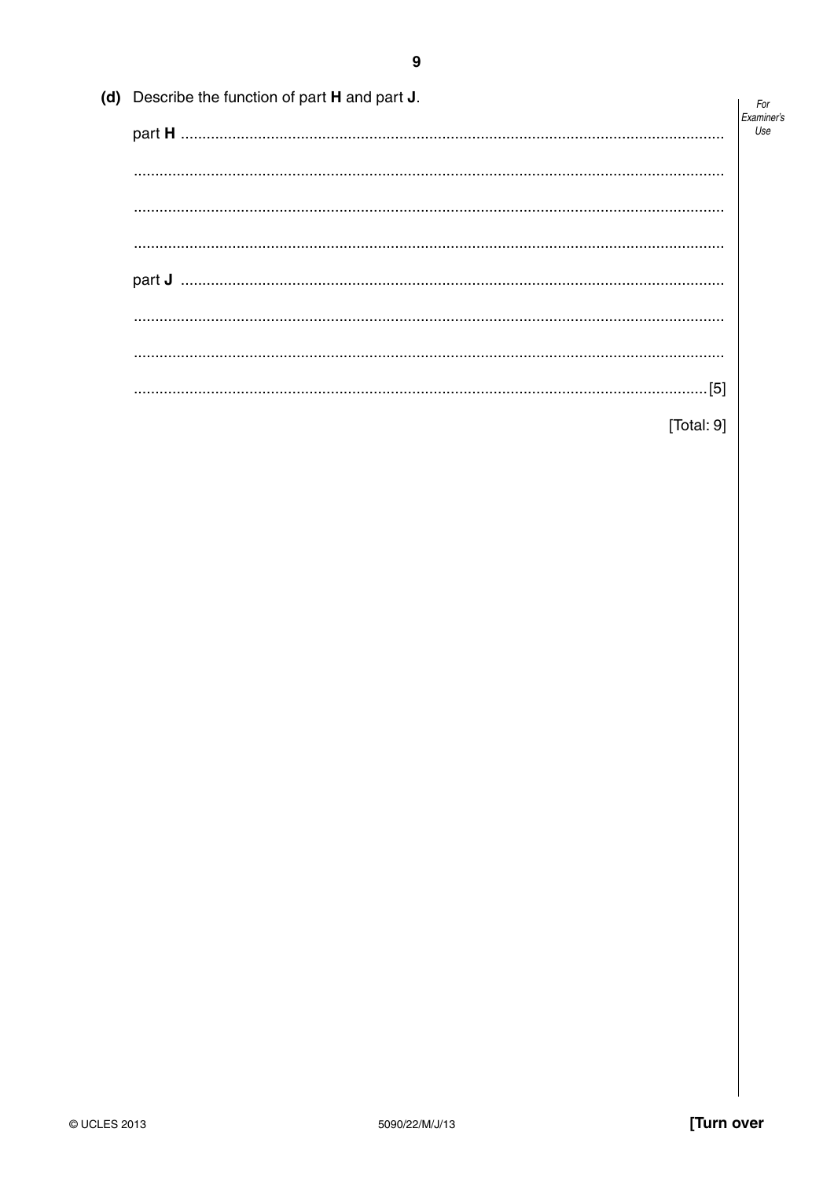**(d)** Describe the function of part **H** and part **J**.

part **H** ..........................................................................................................................

..........................................................................................................................

..........................................................................................................................

..........................................................................................................................

part **J** ..........................................................................................................................

..........................................................................................................................

..........................................................................................................................

.......................................................................................................................... [5]

[Total: 9]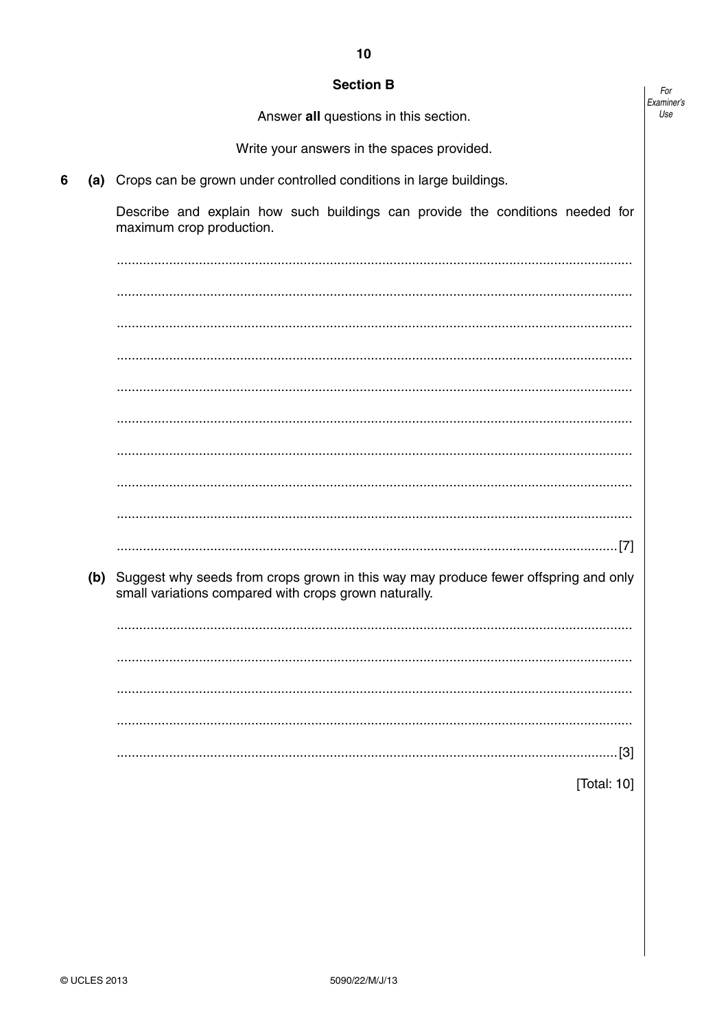## Section B

Answer **all** questions in this section.

Write your answers in the spaces provided.

**6** **(a)** Crops can be grown under controlled conditions in large buildings.

Describe and explain how such buildings can provide the conditions needed for maximum crop production.

..........................................................................................................................................

..........................................................................................................................................

..........................................................................................................................................

..........................................................................................................................................

..........................................................................................................................................

..........................................................................................................................................

..........................................................................................................................................

..........................................................................................................................................

..........................................................................................................................................

.................................................................................................................................... [7]

**(b)** Suggest why seeds from crops grown in this way may produce fewer offspring and only small variations compared with crops grown naturally.

..........................................................................................................................................

..........................................................................................................................................

..........................................................................................................................................

..........................................................................................................................................

.................................................................................................................................... [3]

[Total: 10]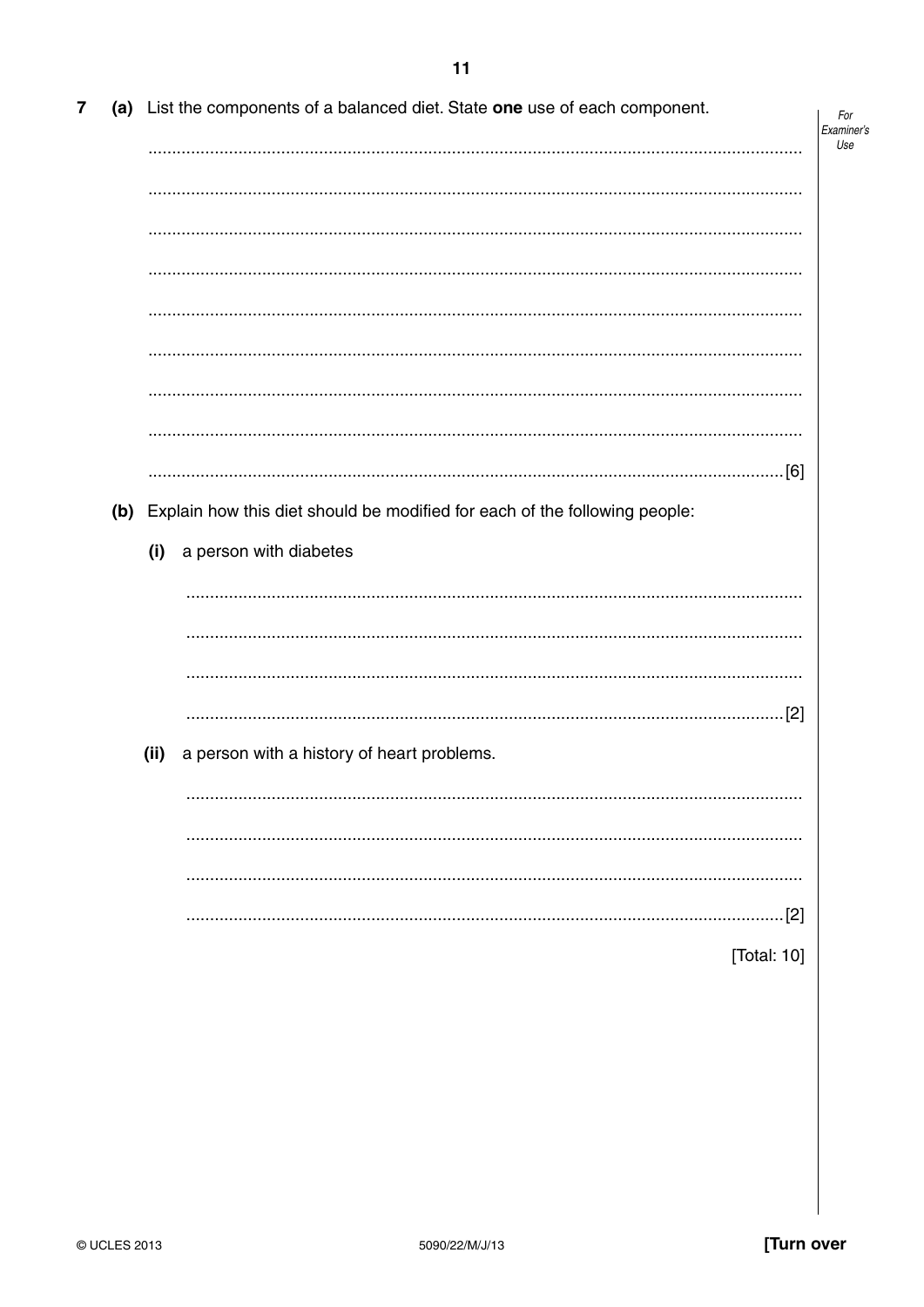**7 (a)** List the components of a balanced diet. State **one** use of each component.

..........................................................................................................................................

..........................................................................................................................................

..........................................................................................................................................

..........................................................................................................................................

..........................................................................................................................................

..........................................................................................................................................

..........................................................................................................................................

..........................................................................................................................................

.......................................................................................................................................[6]

**(b)** Explain how this diet should be modified for each of the following people:

**(i)** a person with diabetes

..........................................................................................................................................

..........................................................................................................................................

..........................................................................................................................................

.......................................................................................................................................[2]

**(ii)** a person with a history of heart problems.

..........................................................................................................................................

..........................................................................................................................................

..........................................................................................................................................

.......................................................................................................................................[2]

[Total: 10]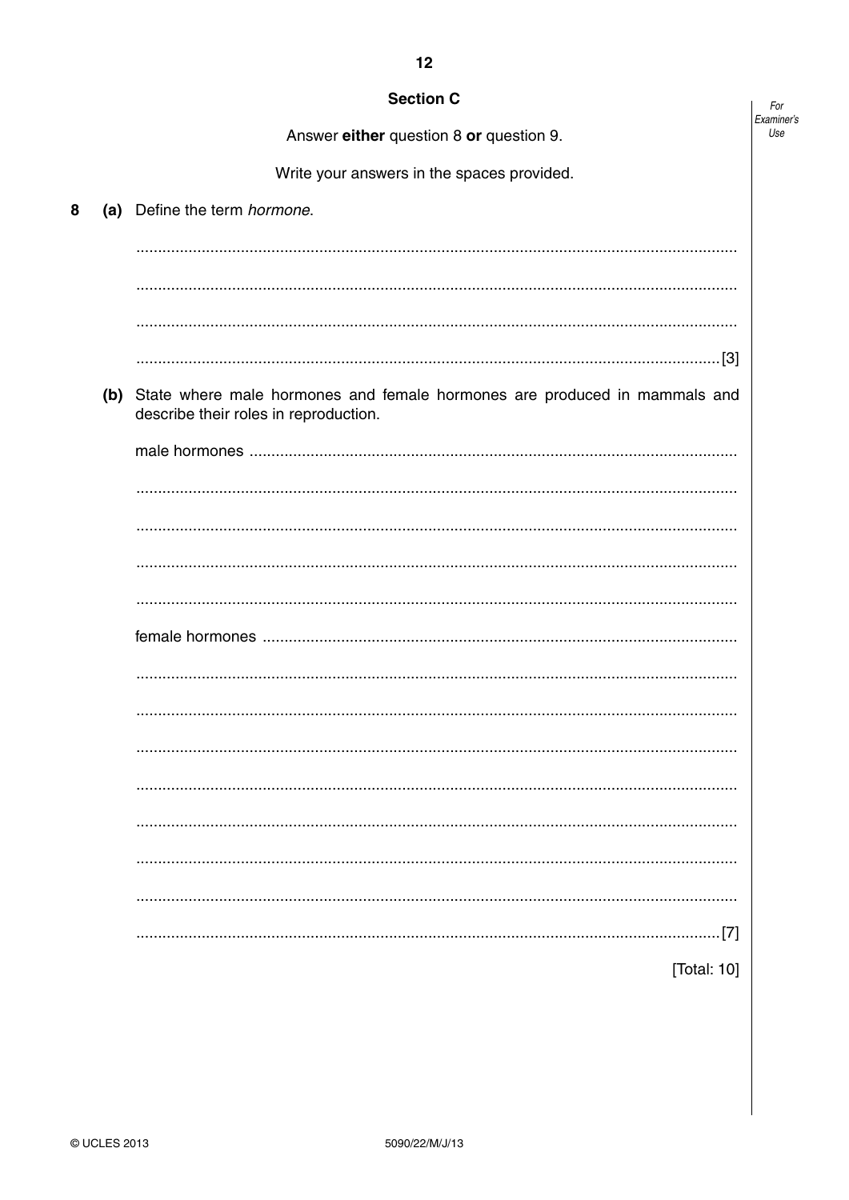## Section C

Answer **either** question 8 **or** question 9.

Write your answers in the spaces provided.

**8** **(a)** Define the term *hormone*.

...........................................................................................................................................

...........................................................................................................................................

...........................................................................................................................................

.......................................................................................................................................[3]

**(b)** State where male hormones and female hormones are produced in mammals and describe their roles in reproduction.

male hormones ...........................................................................................................

...........................................................................................................................................

...........................................................................................................................................

...........................................................................................................................................

...........................................................................................................................................

female hormones ........................................................................................................

...........................................................................................................................................

...........................................................................................................................................

...........................................................................................................................................

...........................................................................................................................................

...........................................................................................................................................

...........................................................................................................................................

...........................................................................................................................................

.......................................................................................................................................[7]

[Total: 10]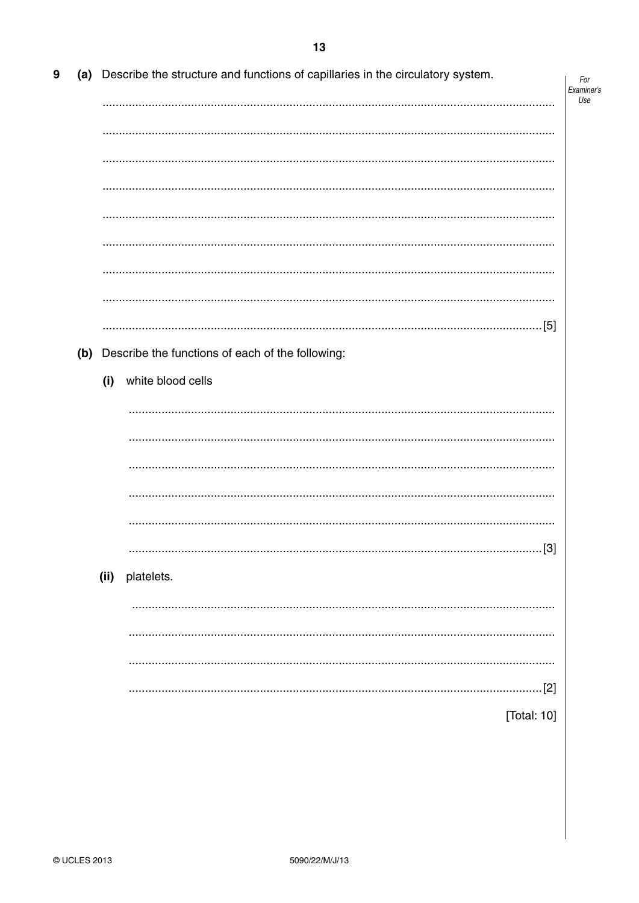9 (a) Describe the structure and functions of capillaries in the circulatory system.

...................................................................................................................................................

...................................................................................................................................................

...................................................................................................................................................

...................................................................................................................................................

...................................................................................................................................................

...................................................................................................................................................

...................................................................................................................................................

...................................................................................................................................................

.............................................................................................................................................. [5]

(b) Describe the functions of each of the following:

(i) white blood cells

...................................................................................................................................................

...................................................................................................................................................

...................................................................................................................................................

...................................................................................................................................................

...................................................................................................................................................

.............................................................................................................................................. [3]

(ii) platelets.

...................................................................................................................................................

...................................................................................................................................................

...................................................................................................................................................

.............................................................................................................................................. [2]

[Total: 10]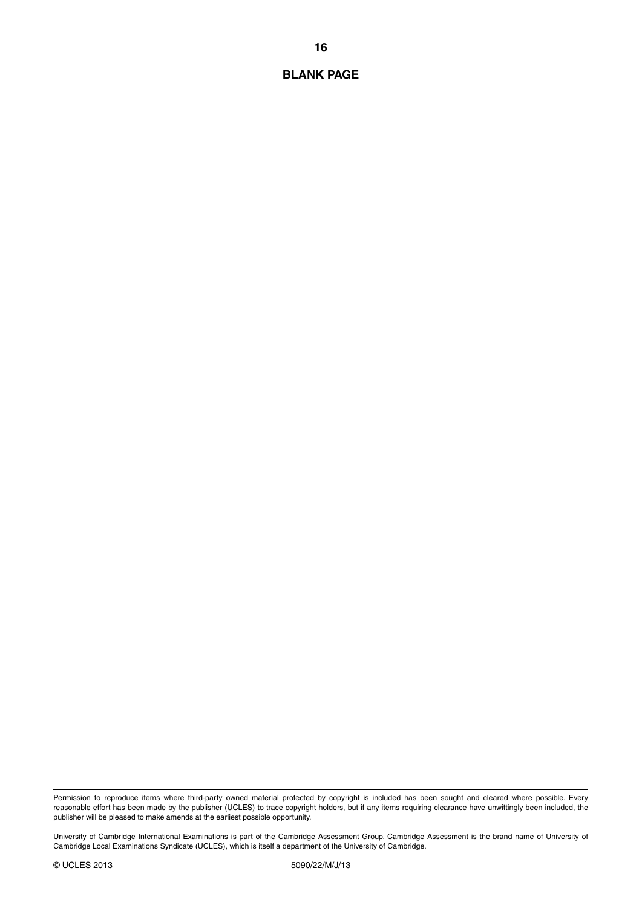**BLANK PAGE**

Permission to reproduce items where third-party owned material protected by copyright is included has been sought and cleared where possible. Every reasonable effort has been made by the publisher (UCLES) to trace copyright holders, but if any items requiring clearance have unwittingly been included, the publisher will be pleased to make amends at the earliest possible opportunity.

University of Cambridge International Examinations is part of the Cambridge Assessment Group. Cambridge Assessment is the brand name of University of Cambridge Local Examinations Syndicate (UCLES), which is itself a department of the University of Cambridge.

© UCLES 2013 5090/22/M/J/13